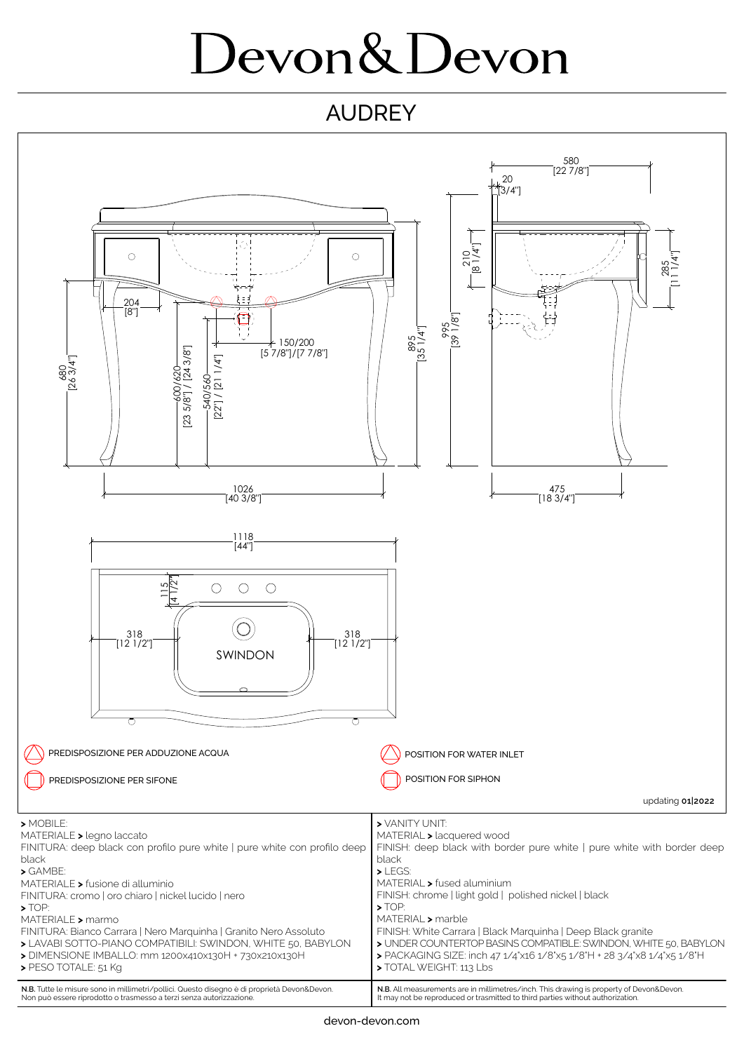# Devon&Devon

## AUDREY

580 [22 7/8"]
20 [3/4"]
210 [8 1/4"]
285 [11 1/4"]
995 [39 1/8"]
895 [35 1/4"]
204 [8"]
150/200 [5 7/8"]/[7 7/8"]
680 [26 3/4"]
600/620 [23 5/8"] / [24 3/8"]
540/560 [22"] / [21 1/4"]
1026 [40 3/8"]
475 [18 3/4"]
1118 [44"]
115 [4 1/2"]
318 [12 1/2"]
318 [12 1/2"]
SWINDON

PREDISPOSIZIONE PER ADDUZIONE ACQUA

PREDISPOSIZIONE PER SIFONE

POSITION FOR WATER INLET

POSITION FOR SIPHON

updating **01|2022**

> MOBILE:
MATERIALE > legno laccato
FINITURA: deep black con profilo pure white | pure white con profilo deep black
> GAMBE:
MATERIALE > fusione di alluminio
FINITURA: cromo | oro chiaro | nickel lucido | nero
> TOP:
MATERIALE > marmo
FINITURA: Bianco Carrara | Nero Marquinha | Granito Nero Assoluto
> LAVABI SOTTO-PIANO COMPATIBILI: SWINDON, WHITE 50, BABYLON
> DIMENSIONE IMBALLO: mm 1200x410x130H + 730x210x130H
> PESO TOTALE: 51 Kg

> VANITY UNIT:
MATERIAL > lacquered wood
FINISH: deep black with border pure white | pure white with border deep black
> LEGS:
MATERIAL > fused aluminium
FINISH: chrome | light gold | polished nickel | black
> TOP:
MATERIAL > marble
FINISH: White Carrara | Black Marquinha | Deep Black granite
> UNDER COUNTERTOP BASINS COMPATIBLE: SWINDON, WHITE 50, BABYLON
> PACKAGING SIZE: inch 47 1/4"x16 1/8"x5 1/8"H + 28 3/4"x8 1/4"x5 1/8"H
> TOTAL WEIGHT: 113 Lbs

**N.B.** Tutte le misure sono in millimetri/pollici. Questo disegno è di proprietà Devon&Devon. Non può essere riprodotto o trasmesso a terzi senza autorizzazione.

**N.B.** All measurements are in millimetres/inch. This drawing is property of Devon&Devon. It may not be reproduced or trasmitted to third parties without authorization.

devon-devon.com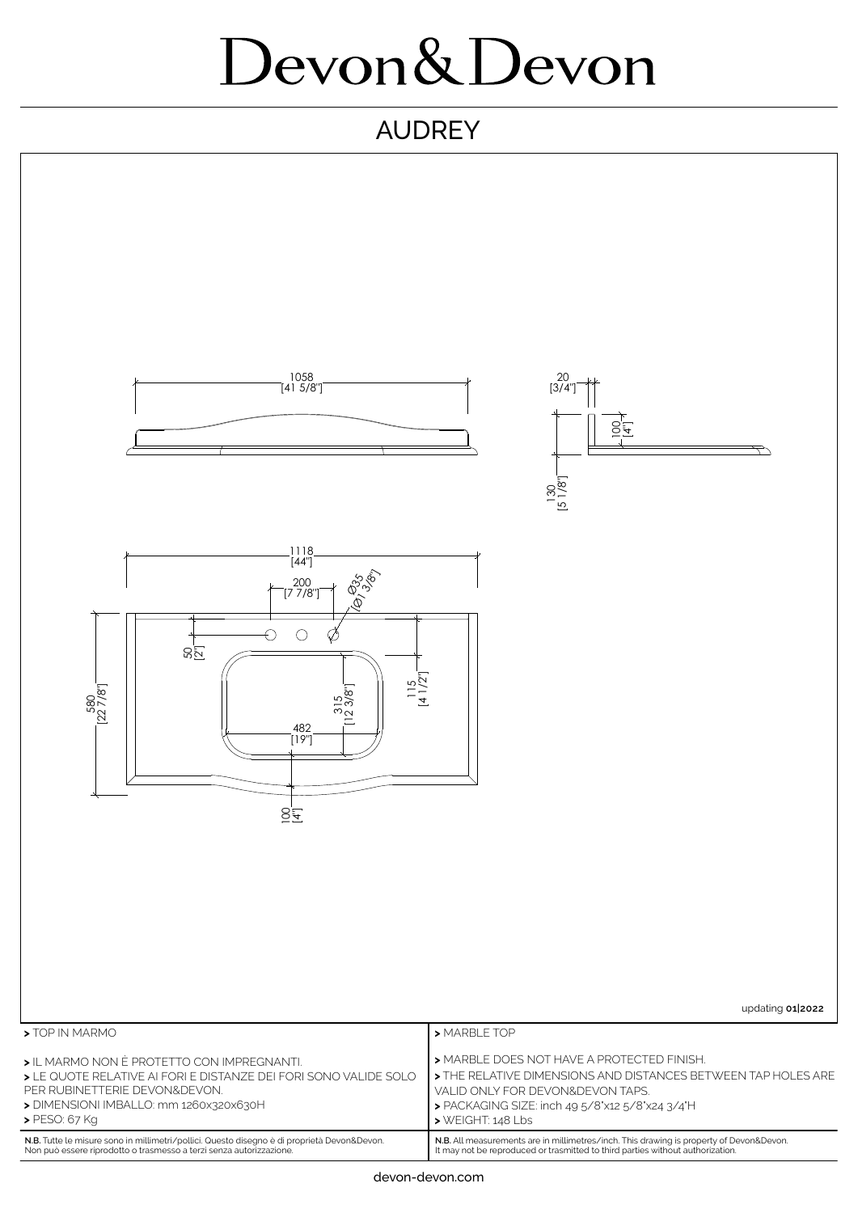# Devon&Devon

## AUDREY

1058
[41 5/8"]

20
[3/4"]

100
[4"]

130
[5 1/8"]

1118
[44"]

200
[7 7/8"]

Ø35
[Ø1 3/8"]

50
[2"]

580
[22 7/8"]

315
[12 3/8"]

115
[4 1/2"]

482
[19"]

100
[4"]

updating **01|2022**

| | |
|---|---|
| **>** TOP IN MARMO | **>** MARBLE TOP |
| **>** IL MARMO NON È PROTETTO CON IMPREGNANTI.<br>**>** LE QUOTE RELATIVE AI FORI E DISTANZE DEI FORI SONO VALIDE SOLO PER RUBINETTERIE DEVON&DEVON.<br>**>** DIMENSIONI IMBALLO: mm 1260x320x630H<br>**>** PESO: 67 Kg | **>** MARBLE DOES NOT HAVE A PROTECTED FINISH.<br>**>** THE RELATIVE DIMENSIONS AND DISTANCES BETWEEN TAP HOLES ARE VALID ONLY FOR DEVON&DEVON TAPS.<br>**>** PACKAGING SIZE: inch 49 5/8"x12 5/8"x24 3/4"H<br>**>** WEIGHT: 148 Lbs |
| **N.B.** Tutte le misure sono in millimetri/pollici. Questo disegno è di proprietà Devon&Devon. Non può essere riprodotto o trasmesso a terzi senza autorizzazione. | **N.B.** All measurements are in millimetres/inch. This drawing is property of Devon&Devon. It may not be reproduced or trasmitted to third parties without authorization. |

devon-devon.com